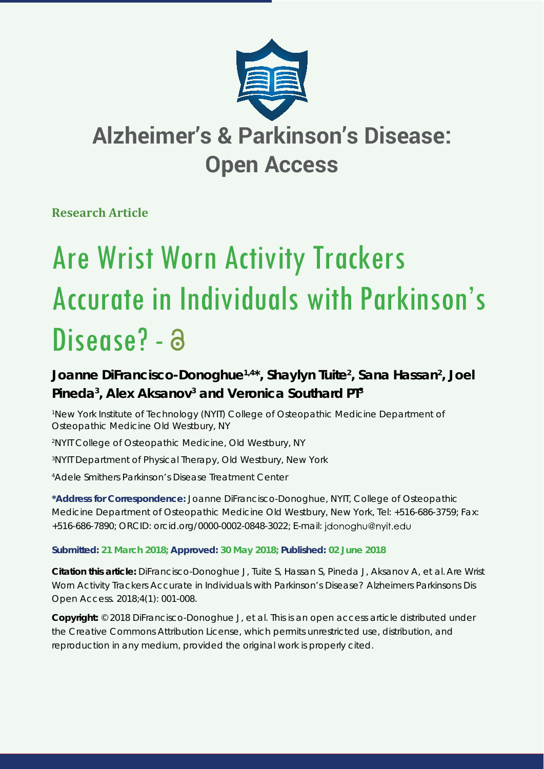# Alzheimer's & Parkinson's Disease: Open Access

**Research Article**

# Are Wrist Worn Activity Trackers Accurate in Individuals with Parkinson's Disease?

**Joanne DiFrancisco-Donoghue[1,4]*, Shaylyn Tuite[2], Sana Hassan[2], Joel Pineda[3], Alex Aksanov[3] and Veronica Southard PT[3]**

[1]New York Institute of Technology (NYIT) College of Osteopathic Medicine Department of Osteopathic Medicine Old Westbury, NY

[2]NYIT College of Osteopathic Medicine, Old Westbury, NY

[3]NYIT Department of Physical Therapy, Old Westbury, New York

[4]Adele Smithers Parkinson's Disease Treatment Center

**\*Address for Correspondence:** Joanne DiFrancisco-Donoghue, NYIT, College of Osteopathic Medicine Department of Osteopathic Medicine Old Westbury, New York, Tel: +516-686-3759; Fax: +516-686-7890; ORCID: orcid.org/0000-0002-0848-3022; E-mail: jdonoghu@nyit.edu

**Submitted: 21 March 2018; Approved: 30 May 2018; Published: 02 June 2018**

**Citation this article:** DiFrancisco-Donoghue J, Tuite S, Hassan S, Pineda J, Aksanov A, et al. Are Wrist Worn Activity Trackers Accurate in Individuals with Parkinson's Disease? Alzheimers Parkinsons Dis Open Access. 2018;4(1): 001-008.

**Copyright:** © 2018 DiFrancisco-Donoghue J, et al. This is an open access article distributed under the Creative Commons Attribution License, which permits unrestricted use, distribution, and reproduction in any medium, provided the original work is properly cited.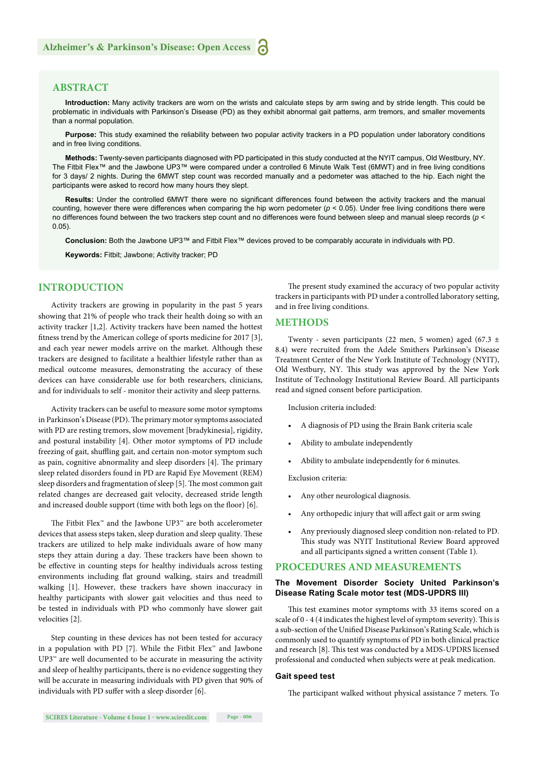## ABSTRACT

**Introduction:** Many activity trackers are worn on the wrists and calculate steps by arm swing and by stride length. This could be problematic in individuals with Parkinson's Disease (PD) as they exhibit abnormal gait patterns, arm tremors, and smaller movements than a normal population.

**Purpose:** This study examined the reliability between two popular activity trackers in a PD population under laboratory conditions and in free living conditions.

**Methods:** Twenty-seven participants diagnosed with PD participated in this study conducted at the NYIT campus, Old Westbury, NY. The Fitbit Flex™ and the Jawbone UP3™ were compared under a controlled 6 Minute Walk Test (6MWT) and in free living conditions for 3 days/ 2 nights. During the 6MWT step count was recorded manually and a pedometer was attached to the hip. Each night the participants were asked to record how many hours they slept.

**Results:** Under the controlled 6MWT there were no significant differences found between the activity trackers and the manual counting, however there were differences when comparing the hip worn pedometer ($p < 0.05$). Under free living conditions there were no differences found between the two trackers step count and no differences were found between sleep and manual sleep records ($p < 0.05$).

**Conclusion:** Both the Jawbone UP3™ and Fitbit Flex™ devices proved to be comparably accurate in individuals with PD.

**Keywords:** Fitbit; Jawbone; Activity tracker; PD

## INTRODUCTION

Activity trackers are growing in popularity in the past 5 years showing that 21% of people who track their health doing so with an activity tracker [1,2]. Activity trackers have been named the hottest fitness trend by the American college of sports medicine for 2017 [3], and each year newer models arrive on the market. Although these trackers are designed to facilitate a healthier lifestyle rather than as medical outcome measures, demonstrating the accuracy of these devices can have considerable use for both researchers, clinicians, and for individuals to self - monitor their activity and sleep patterns.

Activity trackers can be useful to measure some motor symptoms in Parkinson's Disease (PD). The primary motor symptoms associated with PD are resting tremors, slow movement [bradykinesia], rigidity, and postural instability [4]. Other motor symptoms of PD include freezing of gait, shuffling gait, and certain non-motor symptom such as pain, cognitive abnormality and sleep disorders [4]. The primary sleep related disorders found in PD are Rapid Eye Movement (REM) sleep disorders and fragmentation of sleep [5]. The most common gait related changes are decreased gait velocity, decreased stride length and increased double support (time with both legs on the floor) [6].

The Fitbit Flex™ and the Jawbone UP3™ are both accelerometer devices that assess steps taken, sleep duration and sleep quality. These trackers are utilized to help make individuals aware of how many steps they attain during a day. These trackers have been shown to be effective in counting steps for healthy individuals across testing environments including flat ground walking, stairs and treadmill walking [1]. However, these trackers have shown inaccuracy in healthy participants with slower gait velocities and thus need to be tested in individuals with PD who commonly have slower gait velocities [2].

Step counting in these devices has not been tested for accuracy in a population with PD [7]. While the Fitbit Flex™ and Jawbone UP3™ are well documented to be accurate in measuring the activity and sleep of healthy participants, there is no evidence suggesting they will be accurate in measuring individuals with PD given that 90% of individuals with PD suffer with a sleep disorder [6].

The present study examined the accuracy of two popular activity trackers in participants with PD under a controlled laboratory setting, and in free living conditions.

## METHODS

Twenty - seven participants (22 men, 5 women) aged (67.3 ± 8.4) were recruited from the Adele Smithers Parkinson's Disease Treatment Center of the New York Institute of Technology (NYIT), Old Westbury, NY. This study was approved by the New York Institute of Technology Institutional Review Board. All participants read and signed consent before participation.

Inclusion criteria included:

- A diagnosis of PD using the Brain Bank criteria scale
- Ability to ambulate independently
- Ability to ambulate independently for 6 minutes.

Exclusion criteria:

- Any other neurological diagnosis.
- Any orthopedic injury that will affect gait or arm swing
- Any previously diagnosed sleep condition non-related to PD. This study was NYIT Institutional Review Board approved and all participants signed a written consent (Table 1).

## PROCEDURES AND MEASUREMENTS

### The Movement Disorder Society United Parkinson's Disease Rating Scale motor test (MDS-UPDRS III)

This test examines motor symptoms with 33 items scored on a scale of 0 - 4 (4 indicates the highest level of symptom severity). This is a sub-section of the Unified Disease Parkinson's Rating Scale, which is commonly used to quantify symptoms of PD in both clinical practice and research [8]. This test was conducted by a MDS-UPDRS licensed professional and conducted when subjects were at peak medication.

### Gait speed test

The participant walked without physical assistance 7 meters. To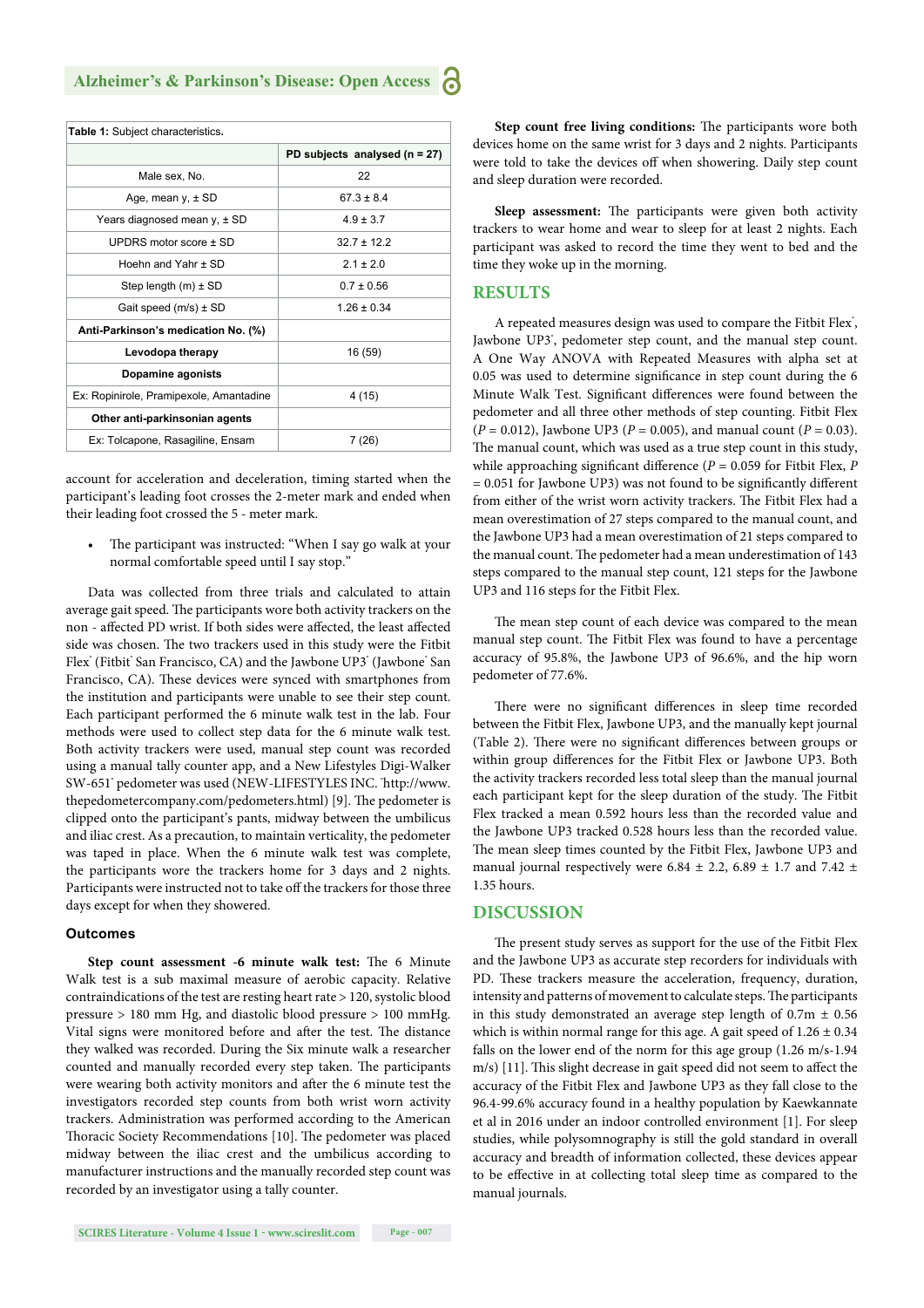**Table 1:** Subject characteristics.

| | PD subjects analysed (n = 27) |
|---|---|
| Male sex, No. | 22 |
| Age, mean y, ± SD | 67.3 ± 8.4 |
| Years diagnosed mean y, ± SD | 4.9 ± 3.7 |
| UPDRS motor score ± SD | 32.7 ± 12.2 |
| Hoehn and Yahr ± SD | 2.1 ± 2.0 |
| Step length (m) ± SD | 0.7 ± 0.56 |
| Gait speed (m/s) ± SD | 1.26 ± 0.34 |
| **Anti-Parkinson's medication No. (%)** | |
| **Levodopa therapy** | 16 (59) |
| **Dopamine agonists** | |
| Ex: Ropinirole, Pramipexole, Amantadine | 4 (15) |
| **Other anti-parkinsonian agents** | |
| Ex: Tolcapone, Rasagiline, Ensam | 7 (26) |

account for acceleration and deceleration, timing started when the participant's leading foot crosses the 2-meter mark and ended when their leading foot crossed the 5 - meter mark.

- The participant was instructed: "When I say go walk at your normal comfortable speed until I say stop."

Data was collected from three trials and calculated to attain average gait speed. The participants wore both activity trackers on the non - affected PD wrist. If both sides were affected, the least affected side was chosen. The two trackers used in this study were the Fitbit Flex® (Fitbit® San Francisco, CA) and the Jawbone UP3® (Jawbone® San Francisco, CA). These devices were synced with smartphones from the institution and participants were unable to see their step count. Each participant performed the 6 minute walk test in the lab. Four methods were used to collect step data for the 6 minute walk test. Both activity trackers were used, manual step count was recorded using a manual tally counter app, and a New Lifestyles Digi-Walker SW-651® pedometer was used (NEW-LIFESTYLES INC. http://www.thepedometercompany.com/pedometers.html) [9]. The pedometer is clipped onto the participant's pants, midway between the umbilicus and iliac crest. As a precaution, to maintain verticality, the pedometer was taped in place. When the 6 minute walk test was complete, the participants wore the trackers home for 3 days and 2 nights. Participants were instructed not to take off the trackers for those three days except for when they showered.

### Outcomes

**Step count assessment -6 minute walk test:** The 6 Minute Walk test is a sub maximal measure of aerobic capacity. Relative contraindications of the test are resting heart rate > 120, systolic blood pressure > 180 mm Hg, and diastolic blood pressure > 100 mmHg. Vital signs were monitored before and after the test. The distance they walked was recorded. During the Six minute walk a researcher counted and manually recorded every step taken. The participants were wearing both activity monitors and after the 6 minute test the investigators recorded step counts from both wrist worn activity trackers. Administration was performed according to the American Thoracic Society Recommendations [10]. The pedometer was placed midway between the iliac crest and the umbilicus according to manufacturer instructions and the manually recorded step count was recorded by an investigator using a tally counter.

**Step count free living conditions:** The participants wore both devices home on the same wrist for 3 days and 2 nights. Participants were told to take the devices off when showering. Daily step count and sleep duration were recorded.

**Sleep assessment:** The participants were given both activity trackers to wear home and wear to sleep for at least 2 nights. Each participant was asked to record the time they went to bed and the time they woke up in the morning.

## RESULTS

A repeated measures design was used to compare the Fitbit Flex®, Jawbone UP3®, pedometer step count, and the manual step count. A One Way ANOVA with Repeated Measures with alpha set at 0.05 was used to determine significance in step count during the 6 Minute Walk Test. Significant differences were found between the pedometer and all three other methods of step counting. Fitbit Flex ($P = 0.012$), Jawbone UP3 ($P = 0.005$), and manual count ($P = 0.03$). The manual count, which was used as a true step count in this study, while approaching significant difference ($P = 0.059$ for Fitbit Flex, $P = 0.051$ for Jawbone UP3) was not found to be significantly different from either of the wrist worn activity trackers. The Fitbit Flex had a mean overestimation of 27 steps compared to the manual count, and the Jawbone UP3 had a mean overestimation of 21 steps compared to the manual count. The pedometer had a mean underestimation of 143 steps compared to the manual step count, 121 steps for the Jawbone UP3 and 116 steps for the Fitbit Flex.

The mean step count of each device was compared to the mean manual step count. The Fitbit Flex was found to have a percentage accuracy of 95.8%, the Jawbone UP3 of 96.6%, and the hip worn pedometer of 77.6%.

There were no significant differences in sleep time recorded between the Fitbit Flex, Jawbone UP3, and the manually kept journal (Table 2). There were no significant differences between groups or within group differences for the Fitbit Flex or Jawbone UP3. Both the activity trackers recorded less total sleep than the manual journal each participant kept for the sleep duration of the study. The Fitbit Flex tracked a mean 0.592 hours less than the recorded value and the Jawbone UP3 tracked 0.528 hours less than the recorded value. The mean sleep times counted by the Fitbit Flex, Jawbone UP3 and manual journal respectively were 6.84 ± 2.2, 6.89 ± 1.7 and 7.42 ± 1.35 hours.

## DISCUSSION

The present study serves as support for the use of the Fitbit Flex and the Jawbone UP3 as accurate step recorders for individuals with PD. These trackers measure the acceleration, frequency, duration, intensity and patterns of movement to calculate steps. The participants in this study demonstrated an average step length of 0.7m ± 0.56 which is within normal range for this age. A gait speed of 1.26 ± 0.34 falls on the lower end of the norm for this age group (1.26 m/s-1.94 m/s) [11]. This slight decrease in gait speed did not seem to affect the accuracy of the Fitbit Flex and Jawbone UP3 as they fall close to the 96.4-99.6% accuracy found in a healthy population by Kaewkannate et al in 2016 under an indoor controlled environment [1]. For sleep studies, while polysomnography is still the gold standard in overall accuracy and breadth of information collected, these devices appear to be effective in at collecting total sleep time as compared to the manual journals.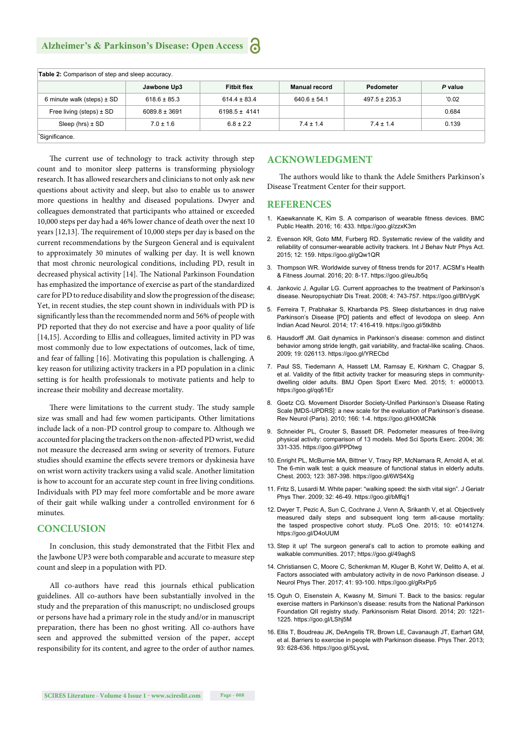**Table 2:** Comparison of step and sleep accuracy.

| | Jawbone Up3 | Fitbit flex | Manual record | Pedometer | *P* value |
|---|---|---|---|---|---|
| 6 minute walk (steps) ± SD | 618.6 ± 85.3 | 614.4 ± 83.4 | 640.6 ± 54.1 | 497.5 ± 235.3 | *0.02 |
| Free living (steps) ± SD | 6089.8 ± 3691 | 6198.5 ± 4141 | | | 0.684 |
| Sleep (hrs) ± SD | 7.0 ± 1.6 | 6.8 ± 2.2 | 7.4 ± 1.4 | 7.4 ± 1.4 | 0.139 |

*Significance.

The current use of technology to track activity through step count and to monitor sleep patterns is transforming physiology research. It has allowed researchers and clinicians to not only ask new questions about activity and sleep, but also to enable us to answer more questions in healthy and diseased populations. Dwyer and colleagues demonstrated that participants who attained or exceeded 10,000 steps per day had a 46% lower chance of death over the next 10 years [12,13]. The requirement of 10,000 steps per day is based on the current recommendations by the Surgeon General and is equivalent to approximately 30 minutes of walking per day. It is well known that most chronic neurological conditions, including PD, result in decreased physical activity [14]. The National Parkinson Foundation has emphasized the importance of exercise as part of the standardized care for PD to reduce disability and slow the progression of the disease; Yet, in recent studies, the step count shown in individuals with PD is significantly less than the recommended norm and 56% of people with PD reported that they do not exercise and have a poor quality of life [14,15]. According to Ellis and colleagues, limited activity in PD was most commonly due to low expectations of outcomes, lack of time, and fear of falling [16]. Motivating this population is challenging. A key reason for utilizing activity trackers in a PD population in a clinic setting is for health professionals to motivate patients and help to increase their mobility and decrease mortality.

There were limitations to the current study. The study sample size was small and had few women participants. Other limitations include lack of a non-PD control group to compare to. Although we accounted for placing the trackers on the non-affected PD wrist, we did not measure the decreased arm swing or severity of tremors. Future studies should examine the effects severe tremors or dyskinesia have on wrist worn activity trackers using a valid scale. Another limitation is how to account for an accurate step count in free living conditions. Individuals with PD may feel more comfortable and be more aware of their gait while walking under a controlled environment for 6 minutes.

## CONCLUSION

In conclusion, this study demonstrated that the Fitbit Flex and the Jawbone UP3 were both comparable and accurate to measure step count and sleep in a population with PD.

All co-authors have read this journals ethical publication guidelines. All co-authors have been substantially involved in the study and the preparation of this manuscript; no undisclosed groups or persons have had a primary role in the study and/or in manuscript preparation, there has been no ghost writing. All co-authors have seen and approved the submitted version of the paper, accept responsibility for its content, and agree to the order of author names.

## ACKNOWLEDGMENT

The authors would like to thank the Adele Smithers Parkinson's Disease Treatment Center for their support.

## REFERENCES

1. Kaewkannate K, Kim S. A comparison of wearable fitness devices. BMC Public Health. 2016; 16: 433. https://goo.gl/zzxK3m
2. Evenson KR, Goto MM, Furberg RD. Systematic review of the validity and reliability of consumer-wearable activity trackers. Int J Behav Nutr Phys Act. 2015; 12: 159. https://goo.gl/gQw1QR
3. Thompson WR. Worldwide survey of fitness trends for 2017. ACSM's Health & Fitness Journal. 2016; 20: 8-17. https://goo.gl/euJb5q
4. Jankovic J, Aguilar LG. Current approaches to the treatment of Parkinson's disease. Neuropsychiatr Dis Treat. 2008; 4: 743-757. https://goo.gl/BtVygK
5. Ferreira T, Prabhakar S, Kharbanda PS. Sleep disturbances in drug naive Parkinson's Disease [PD] patients and effect of levodopa on sleep. Ann Indian Acad Neurol. 2014; 17: 416-419. https://goo.gl/5tk8hb
6. Hausdorff JM. Gait dynamics in Parkinson's disease: common and distinct behavior among stride length, gait variability, and fractal-like scaling. Chaos. 2009; 19: 026113. https://goo.gl/YRECbd
7. Paul SS, Tiedemann A, Hassett LM, Ramsay E, Kirkham C, Chagpar S, et al. Validity of the fitbit activity tracker for measuring steps in community-dwelling older adults. BMJ Open Sport Exerc Med. 2015; 1: e000013. https://goo.gl/qq61Er
8. Goetz CG. Movement Disorder Society-Unified Parkinson's Disease Rating Scale [MDS-UPDRS]: a new scale for the evaluation of Parkinson's disease. Rev Neurol (Paris). 2010; 166: 1-4. https://goo.gl/HXMCNk
9. Schneider PL, Crouter S, Bassett DR. Pedometer measures of free-living physical activity: comparison of 13 models. Med Sci Sports Exerc. 2004; 36: 331-335. https://goo.gl/PPDtwg
10. Enright PL, McBurnie MA, Bittner V, Tracy RP, McNamara R, Arnold A, et al. The 6-min walk test: a quick measure of functional status in elderly adults. Chest. 2003; 123: 387-398. https://goo.gl/6WS4Xg
11. Fritz S, Lusardi M. White paper: "walking speed: the sixth vital sign". J Geriatr Phys Ther. 2009; 32: 46-49. https://goo.gl/bMfqj1
12. Dwyer T, Pezic A, Sun C, Cochrane J, Venn A, Srikanth V, et al. Objectively measured daily steps and subsequent long term all-cause mortality: the tasped prospective cohort study. PLoS One. 2015; 10: e0141274. https://goo.gl/D4oUUM
13. Step it up! The surgeon general's call to action to promote ealking and walkable communities. 2017; https://goo.gl/49aghS
14. Christiansen C, Moore C, Schenkman M, Kluger B, Kohrt W, Delitto A, et al. Factors associated with ambulatory activity in de novo Parkinson disease. J Neurol Phys Ther. 2017; 41: 93-100. https://goo.gl/gRxPp5
15. Oguh O, Eisenstein A, Kwasny M, Simuni T. Back to the basics: regular exercise matters in Parkinson's disease: results from the National Parkinson Foundation QII registry study. Parkinsonism Relat Disord. 2014; 20: 1221-1225. https://goo.gl/LShj5M
16. Ellis T, Boudreau JK, DeAngelis TR, Brown LE, Cavanaugh JT, Earhart GM, et al. Barriers to exercise in people with Parkinson disease. Phys Ther. 2013; 93: 628-636. https://goo.gl/5LyvsL